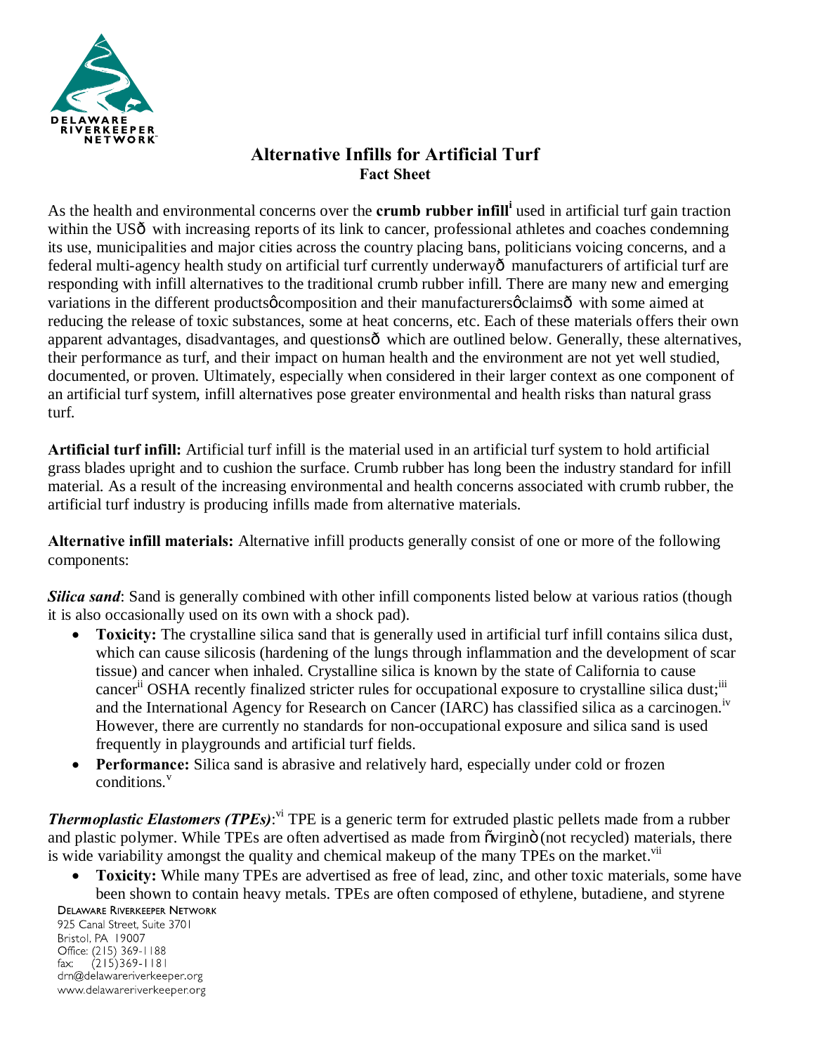# Alternative Infills for Artificial Turf

## Fact Sheet

As the health and environmental concerns over the **crumb rubber infill**[i] used in artificial turf gain traction within the USð with increasing reports of its link to cancer, professional athletes and coaches condemning its use, municipalities and major cities across the country placing bans, politicians voicing concerns, and a federal multi-agency health study on artificial turf currently underwayð manufacturers of artificial turf are responding with infill alternatives to the traditional crumb rubber infill. There are many new and emerging variations in the different productsô composition and their manufacturersô claimsð with some aimed at reducing the release of toxic substances, some at heat concerns, etc. Each of these materials offers their own apparent advantages, disadvantages, and questionsð which are outlined below. Generally, these alternatives, their performance as turf, and their impact on human health and the environment are not yet well studied, documented, or proven. Ultimately, especially when considered in their larger context as one component of an artificial turf system, infill alternatives pose greater environmental and health risks than natural grass turf.

**Artificial turf infill:** Artificial turf infill is the material used in an artificial turf system to hold artificial grass blades upright and to cushion the surface. Crumb rubber has long been the industry standard for infill material. As a result of the increasing environmental and health concerns associated with crumb rubber, the artificial turf industry is producing infills made from alternative materials.

**Alternative infill materials:** Alternative infill products generally consist of one or more of the following components:

***Silica sand***: Sand is generally combined with other infill components listed below at various ratios (though it is also occasionally used on its own with a shock pad).

- **Toxicity:** The crystalline silica sand that is generally used in artificial turf infill contains silica dust, which can cause silicosis (hardening of the lungs through inflammation and the development of scar tissue) and cancer when inhaled. Crystalline silica is known by the state of California to cause cancer[ii] OSHA recently finalized stricter rules for occupational exposure to crystalline silica dust;[iii] and the International Agency for Research on Cancer (IARC) has classified silica as a carcinogen.[iv] However, there are currently no standards for non-occupational exposure and silica sand is used frequently in playgrounds and artificial turf fields.
- **Performance:** Silica sand is abrasive and relatively hard, especially under cold or frozen conditions.[v]

***Thermoplastic Elastomers (TPEs)***:[vi] TPE is a generic term for extruded plastic pellets made from a rubber and plastic polymer. While TPEs are often advertised as made from õvirginö (not recycled) materials, there is wide variability amongst the quality and chemical makeup of the many TPEs on the market.[vii]

- **Toxicity:** While many TPEs are advertised as free of lead, zinc, and other toxic materials, some have been shown to contain heavy metals. TPEs are often composed of ethylene, butadiene, and styrene

Delaware Riverkeeper Network
925 Canal Street, Suite 3701
Bristol, PA 19007
Office: (215) 369-1188
fax: (215)369-1181
drn@delawareriverkeeper.org
www.delawareriverkeeper.org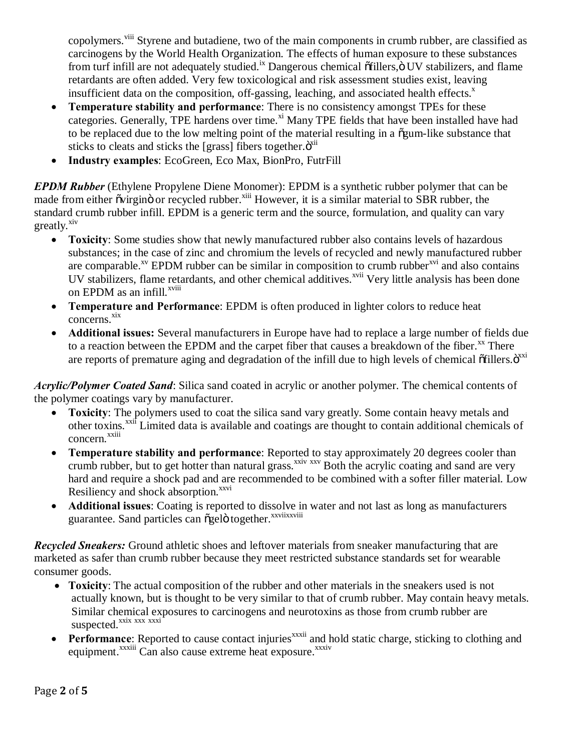copolymers.[viii] Styrene and butadiene, two of the main components in crumb rubber, are classified as carcinogens by the World Health Organization. The effects of human exposure to these substances from turf infill are not adequately studied.[ix] Dangerous chemical "fillers," UV stabilizers, and flame retardants are often added. Very few toxicological and risk assessment studies exist, leaving insufficient data on the composition, off-gassing, leaching, and associated health effects.[x]

- **Temperature stability and performance**: There is no consistency amongst TPEs for these categories. Generally, TPE hardens over time.[xi] Many TPE fields that have been installed have had to be replaced due to the low melting point of the material resulting in a "gum-like substance that sticks to cleats and sticks the [grass] fibers together."[xii]
- **Industry examples**: EcoGreen, Eco Max, BionPro, FutrFill

***EPDM Rubber*** (Ethylene Propylene Diene Monomer): EPDM is a synthetic rubber polymer that can be made from either "virgin" or recycled rubber.[xiii] However, it is a similar material to SBR rubber, the standard crumb rubber infill. EPDM is a generic term and the source, formulation, and quality can vary greatly.[xiv]

- **Toxicity**: Some studies show that newly manufactured rubber also contains levels of hazardous substances; in the case of zinc and chromium the levels of recycled and newly manufactured rubber are comparable.[xv] EPDM rubber can be similar in composition to crumb rubber[xvi] and also contains UV stabilizers, flame retardants, and other chemical additives.[xvii] Very little analysis has been done on EPDM as an infill.[xviii]
- **Temperature and Performance**: EPDM is often produced in lighter colors to reduce heat concerns.[xix]
- **Additional issues:** Several manufacturers in Europe have had to replace a large number of fields due to a reaction between the EPDM and the carpet fiber that causes a breakdown of the fiber.[xx] There are reports of premature aging and degradation of the infill due to high levels of chemical "fillers."[xxi]

***Acrylic/Polymer Coated Sand***: Silica sand coated in acrylic or another polymer. The chemical contents of the polymer coatings vary by manufacturer.

- **Toxicity**: The polymers used to coat the silica sand vary greatly. Some contain heavy metals and other toxins.[xxii] Limited data is available and coatings are thought to contain additional chemicals of concern.[xxiii]
- **Temperature stability and performance**: Reported to stay approximately 20 degrees cooler than crumb rubber, but to get hotter than natural grass.[xxiv] [xxv] Both the acrylic coating and sand are very hard and require a shock pad and are recommended to be combined with a softer filler material. Low Resiliency and shock absorption.[xxvi]
- **Additional issues**: Coating is reported to dissolve in water and not last as long as manufacturers guarantee. Sand particles can "gel" together.[xxvii][xxviii]

***Recycled Sneakers:*** Ground athletic shoes and leftover materials from sneaker manufacturing that are marketed as safer than crumb rubber because they meet restricted substance standards set for wearable consumer goods.

- **Toxicity**: The actual composition of the rubber and other materials in the sneakers used is not actually known, but is thought to be very similar to that of crumb rubber. May contain heavy metals. Similar chemical exposures to carcinogens and neurotoxins as those from crumb rubber are suspected.[xxix] [xxx] [xxxi]
- **Performance**: Reported to cause contact injuries[xxxii] and hold static charge, sticking to clothing and equipment.[xxxiii] Can also cause extreme heat exposure.[xxxiv]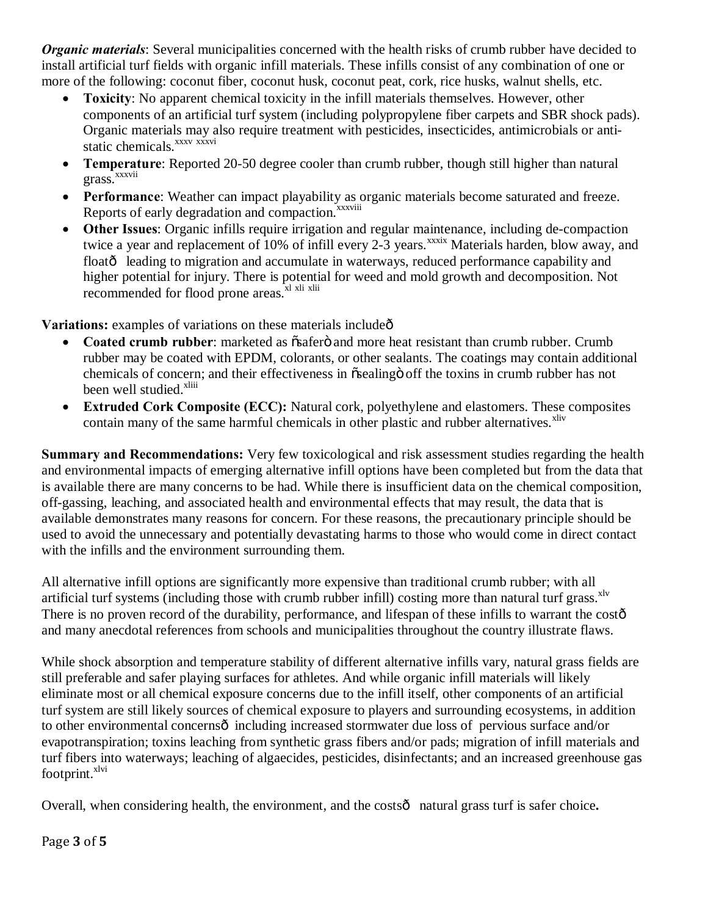***Organic materials***: Several municipalities concerned with the health risks of crumb rubber have decided to install artificial turf fields with organic infill materials. These infills consist of any combination of one or more of the following: coconut fiber, coconut husk, coconut peat, cork, rice husks, walnut shells, etc.

- **Toxicity**: No apparent chemical toxicity in the infill materials themselves. However, other components of an artificial turf system (including polypropylene fiber carpets and SBR shock pads). Organic materials may also require treatment with pesticides, insecticides, antimicrobials or anti-static chemicals.[xxxv xxxvi]
- **Temperature**: Reported 20-50 degree cooler than crumb rubber, though still higher than natural grass.[xxxvii]
- **Performance**: Weather can impact playability as organic materials become saturated and freeze. Reports of early degradation and compaction.[xxxviii]
- **Other Issues**: Organic infills require irrigation and regular maintenance, including de-compaction twice a year and replacement of 10% of infill every 2-3 years.[xxxix] Materials harden, blow away, and float— leading to migration and accumulate in waterways, reduced performance capability and higher potential for injury. There is potential for weed and mold growth and decomposition. Not recommended for flood prone areas.[xl xli xlii]

**Variations:** examples of variations on these materials include—

- **Coated crumb rubber**: marketed as "safer" and more heat resistant than crumb rubber. Crumb rubber may be coated with EPDM, colorants, or other sealants. The coatings may contain additional chemicals of concern; and their effectiveness in "sealing" off the toxins in crumb rubber has not been well studied.[xliii]
- **Extruded Cork Composite (ECC):** Natural cork, polyethylene and elastomers. These composites contain many of the same harmful chemicals in other plastic and rubber alternatives.[xliv]

**Summary and Recommendations:** Very few toxicological and risk assessment studies regarding the health and environmental impacts of emerging alternative infill options have been completed but from the data that is available there are many concerns to be had. While there is insufficient data on the chemical composition, off-gassing, leaching, and associated health and environmental effects that may result, the data that is available demonstrates many reasons for concern. For these reasons, the precautionary principle should be used to avoid the unnecessary and potentially devastating harms to those who would come in direct contact with the infills and the environment surrounding them.

All alternative infill options are significantly more expensive than traditional crumb rubber; with all artificial turf systems (including those with crumb rubber infill) costing more than natural turf grass.[xlv] There is no proven record of the durability, performance, and lifespan of these infills to warrant the cost— and many anecdotal references from schools and municipalities throughout the country illustrate flaws.

While shock absorption and temperature stability of different alternative infills vary, natural grass fields are still preferable and safer playing surfaces for athletes. And while organic infill materials will likely eliminate most or all chemical exposure concerns due to the infill itself, other components of an artificial turf system are still likely sources of chemical exposure to players and surrounding ecosystems, in addition to other environmental concerns— including increased stormwater due loss of pervious surface and/or evapotranspiration; toxins leaching from synthetic grass fibers and/or pads; migration of infill materials and turf fibers into waterways; leaching of algaecides, pesticides, disinfectants; and an increased greenhouse gas footprint.[xlvi]

Overall, when considering health, the environment, and the costs— natural grass turf is safer choice**.**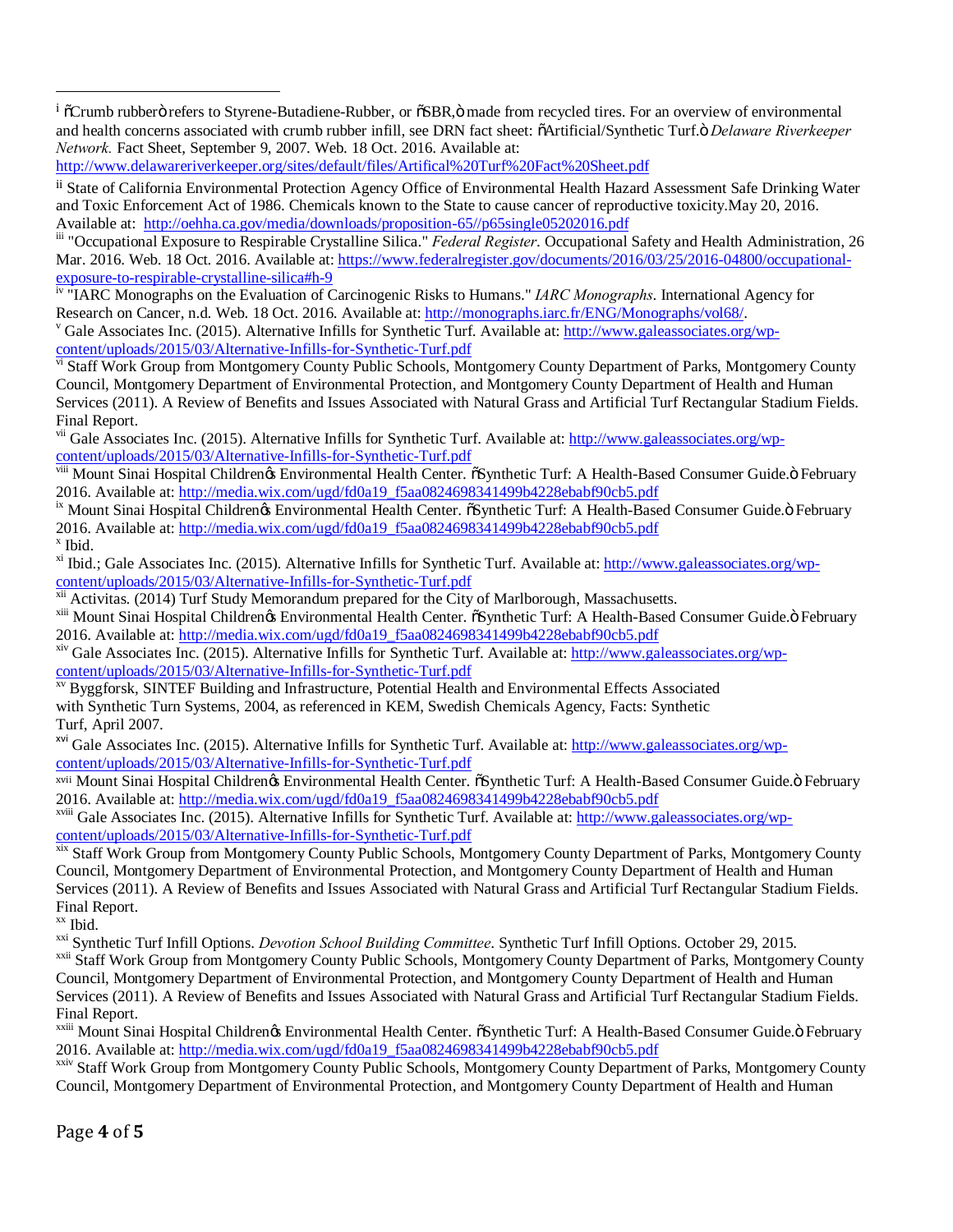[i] "Crumb rubber" refers to Styrene-Butadiene-Rubber, or "SBR," made from recycled tires. For an overview of environmental and health concerns associated with crumb rubber infill, see DRN fact sheet: "Artificial/Synthetic Turf." *Delaware Riverkeeper Network.* Fact Sheet, September 9, 2007. Web. 18 Oct. 2016. Available at: http://www.delawareriverkeeper.org/sites/default/files/Artifical%20Turf%20Fact%20Sheet.pdf

[ii] State of California Environmental Protection Agency Office of Environmental Health Hazard Assessment Safe Drinking Water and Toxic Enforcement Act of 1986. Chemicals known to the State to cause cancer of reproductive toxicity.May 20, 2016. Available at: http://oehha.ca.gov/media/downloads/proposition-65//p65single05202016.pdf

[iii] "Occupational Exposure to Respirable Crystalline Silica." *Federal Register*. Occupational Safety and Health Administration, 26 Mar. 2016. Web. 18 Oct. 2016. Available at: https://www.federalregister.gov/documents/2016/03/25/2016-04800/occupational-exposure-to-respirable-crystalline-silica#h-9

[iv] "IARC Monographs on the Evaluation of Carcinogenic Risks to Humans." *IARC Monographs*. International Agency for Research on Cancer, n.d. Web. 18 Oct. 2016. Available at: http://monographs.iarc.fr/ENG/Monographs/vol68/.

[v] Gale Associates Inc. (2015). Alternative Infills for Synthetic Turf. Available at: http://www.galeassociates.org/wp-content/uploads/2015/03/Alternative-Infills-for-Synthetic-Turf.pdf

[vi] Staff Work Group from Montgomery County Public Schools, Montgomery County Department of Parks, Montgomery County Council, Montgomery Department of Environmental Protection, and Montgomery County Department of Health and Human Services (2011). A Review of Benefits and Issues Associated with Natural Grass and Artificial Turf Rectangular Stadium Fields. Final Report.

[vii] Gale Associates Inc. (2015). Alternative Infills for Synthetic Turf. Available at: http://www.galeassociates.org/wp-content/uploads/2015/03/Alternative-Infills-for-Synthetic-Turf.pdf

[viii] Mount Sinai Hospital Children's Environmental Health Center. "Synthetic Turf: A Health-Based Consumer Guide." February 2016. Available at: http://media.wix.com/ugd/fd0a19_f5aa0824698341499b4228ebabf90cb5.pdf

[ix] Mount Sinai Hospital Children's Environmental Health Center. "Synthetic Turf: A Health-Based Consumer Guide." February 2016. Available at: http://media.wix.com/ugd/fd0a19_f5aa0824698341499b4228ebabf90cb5.pdf

[x] Ibid.

[xi] Ibid.; Gale Associates Inc. (2015). Alternative Infills for Synthetic Turf. Available at: http://www.galeassociates.org/wp-content/uploads/2015/03/Alternative-Infills-for-Synthetic-Turf.pdf

[xii] Activitas. (2014) Turf Study Memorandum prepared for the City of Marlborough, Massachusetts.

[xiii] Mount Sinai Hospital Children's Environmental Health Center. "Synthetic Turf: A Health-Based Consumer Guide." February 2016. Available at: http://media.wix.com/ugd/fd0a19_f5aa0824698341499b4228ebabf90cb5.pdf

[xiv] Gale Associates Inc. (2015). Alternative Infills for Synthetic Turf. Available at: http://www.galeassociates.org/wp-content/uploads/2015/03/Alternative-Infills-for-Synthetic-Turf.pdf

[xv] Byggforsk, SINTEF Building and Infrastructure, Potential Health and Environmental Effects Associated with Synthetic Turn Systems, 2004, as referenced in KEM, Swedish Chemicals Agency, Facts: Synthetic Turf, April 2007.

[xvi] Gale Associates Inc. (2015). Alternative Infills for Synthetic Turf. Available at: http://www.galeassociates.org/wp-content/uploads/2015/03/Alternative-Infills-for-Synthetic-Turf.pdf

[xvii] Mount Sinai Hospital Children's Environmental Health Center. "Synthetic Turf: A Health-Based Consumer Guide." February 2016. Available at: http://media.wix.com/ugd/fd0a19_f5aa0824698341499b4228ebabf90cb5.pdf

[xviii] Gale Associates Inc. (2015). Alternative Infills for Synthetic Turf. Available at: http://www.galeassociates.org/wp-content/uploads/2015/03/Alternative-Infills-for-Synthetic-Turf.pdf

[xix] Staff Work Group from Montgomery County Public Schools, Montgomery County Department of Parks, Montgomery County Council, Montgomery Department of Environmental Protection, and Montgomery County Department of Health and Human Services (2011). A Review of Benefits and Issues Associated with Natural Grass and Artificial Turf Rectangular Stadium Fields. Final Report.

[xx] Ibid.

[xxi] Synthetic Turf Infill Options. *Devotion School Building Committee*. Synthetic Turf Infill Options. October 29, 2015.

[xxii] Staff Work Group from Montgomery County Public Schools, Montgomery County Department of Parks, Montgomery County Council, Montgomery Department of Environmental Protection, and Montgomery County Department of Health and Human Services (2011). A Review of Benefits and Issues Associated with Natural Grass and Artificial Turf Rectangular Stadium Fields. Final Report.

[xxiii] Mount Sinai Hospital Children's Environmental Health Center. "Synthetic Turf: A Health-Based Consumer Guide." February 2016. Available at: http://media.wix.com/ugd/fd0a19_f5aa0824698341499b4228ebabf90cb5.pdf

[xxiv] Staff Work Group from Montgomery County Public Schools, Montgomery County Department of Parks, Montgomery County Council, Montgomery Department of Environmental Protection, and Montgomery County Department of Health and Human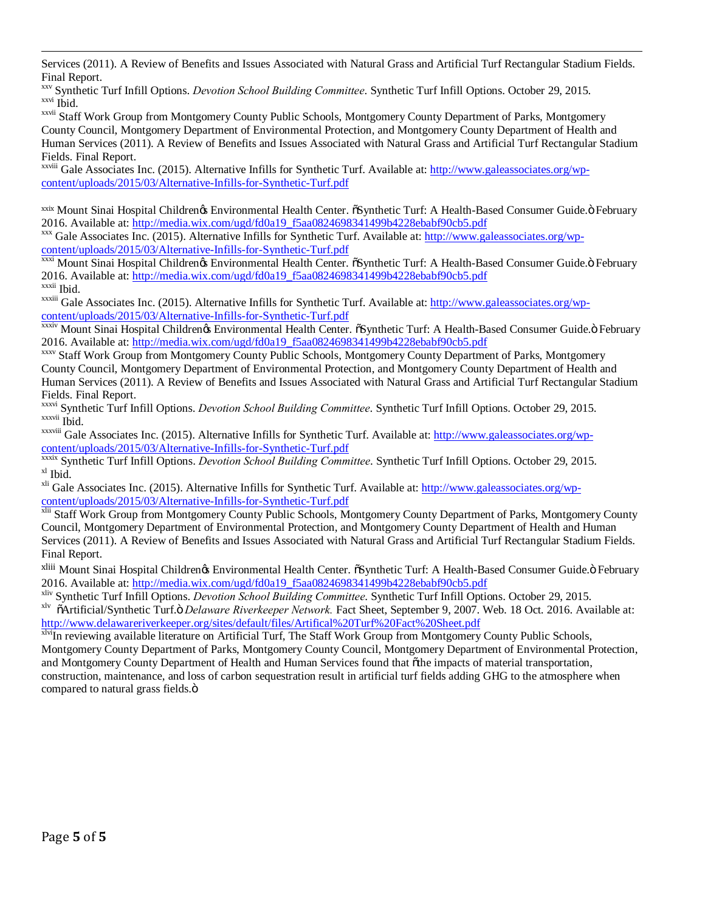Services (2011). A Review of Benefits and Issues Associated with Natural Grass and Artificial Turf Rectangular Stadium Fields. Final Report.

[xxv] Synthetic Turf Infill Options. *Devotion School Building Committee*. Synthetic Turf Infill Options. October 29, 2015.

[xxvi] Ibid.

[xxvii] Staff Work Group from Montgomery County Public Schools, Montgomery County Department of Parks, Montgomery County Council, Montgomery Department of Environmental Protection, and Montgomery County Department of Health and Human Services (2011). A Review of Benefits and Issues Associated with Natural Grass and Artificial Turf Rectangular Stadium Fields. Final Report.

[xxviii] Gale Associates Inc. (2015). Alternative Infills for Synthetic Turf. Available at: http://www.galeassociates.org/wp-content/uploads/2015/03/Alternative-Infills-for-Synthetic-Turf.pdf

[xxix] Mount Sinai Hospital Children's Environmental Health Center. "Synthetic Turf: A Health-Based Consumer Guide." February 2016. Available at: http://media.wix.com/ugd/fd0a19_f5aa0824698341499b4228ebabf90cb5.pdf

[xxx] Gale Associates Inc. (2015). Alternative Infills for Synthetic Turf. Available at: http://www.galeassociates.org/wp-content/uploads/2015/03/Alternative-Infills-for-Synthetic-Turf.pdf

[xxxi] Mount Sinai Hospital Children's Environmental Health Center. "Synthetic Turf: A Health-Based Consumer Guide." February 2016. Available at: http://media.wix.com/ugd/fd0a19_f5aa0824698341499b4228ebabf90cb5.pdf

[xxxii] Ibid.

[xxxiii] Gale Associates Inc. (2015). Alternative Infills for Synthetic Turf. Available at: http://www.galeassociates.org/wp-content/uploads/2015/03/Alternative-Infills-for-Synthetic-Turf.pdf

[xxxiv] Mount Sinai Hospital Children's Environmental Health Center. "Synthetic Turf: A Health-Based Consumer Guide." February 2016. Available at: http://media.wix.com/ugd/fd0a19_f5aa0824698341499b4228ebabf90cb5.pdf

[xxxv] Staff Work Group from Montgomery County Public Schools, Montgomery County Department of Parks, Montgomery County Council, Montgomery Department of Environmental Protection, and Montgomery County Department of Health and Human Services (2011). A Review of Benefits and Issues Associated with Natural Grass and Artificial Turf Rectangular Stadium Fields. Final Report.

[xxxvi] Synthetic Turf Infill Options. *Devotion School Building Committee*. Synthetic Turf Infill Options. October 29, 2015.

[xxxvii] Ibid.

[xxxviii] Gale Associates Inc. (2015). Alternative Infills for Synthetic Turf. Available at: http://www.galeassociates.org/wp-content/uploads/2015/03/Alternative-Infills-for-Synthetic-Turf.pdf

[xxxix] Synthetic Turf Infill Options. *Devotion School Building Committee*. Synthetic Turf Infill Options. October 29, 2015.

[xl] Ibid.

[xli] Gale Associates Inc. (2015). Alternative Infills for Synthetic Turf. Available at: http://www.galeassociates.org/wp-content/uploads/2015/03/Alternative-Infills-for-Synthetic-Turf.pdf

[xlii] Staff Work Group from Montgomery County Public Schools, Montgomery County Department of Parks, Montgomery County Council, Montgomery Department of Environmental Protection, and Montgomery County Department of Health and Human Services (2011). A Review of Benefits and Issues Associated with Natural Grass and Artificial Turf Rectangular Stadium Fields. Final Report.

[xliii] Mount Sinai Hospital Children's Environmental Health Center. "Synthetic Turf: A Health-Based Consumer Guide." February 2016. Available at: http://media.wix.com/ugd/fd0a19_f5aa0824698341499b4228ebabf90cb5.pdf

[xliv] Synthetic Turf Infill Options. *Devotion School Building Committee*. Synthetic Turf Infill Options. October 29, 2015.

[xlv] "Artificial/Synthetic Turf." *Delaware Riverkeeper Network.* Fact Sheet, September 9, 2007. Web. 18 Oct. 2016. Available at: http://www.delawareriverkeeper.org/sites/default/files/Artifical%20Turf%20Fact%20Sheet.pdf

[xlvi] In reviewing available literature on Artificial Turf, The Staff Work Group from Montgomery County Public Schools, Montgomery County Department of Parks, Montgomery County Council, Montgomery Department of Environmental Protection, and Montgomery County Department of Health and Human Services found that "the impacts of material transportation, construction, maintenance, and loss of carbon sequestration result in artificial turf fields adding GHG to the atmosphere when compared to natural grass fields."